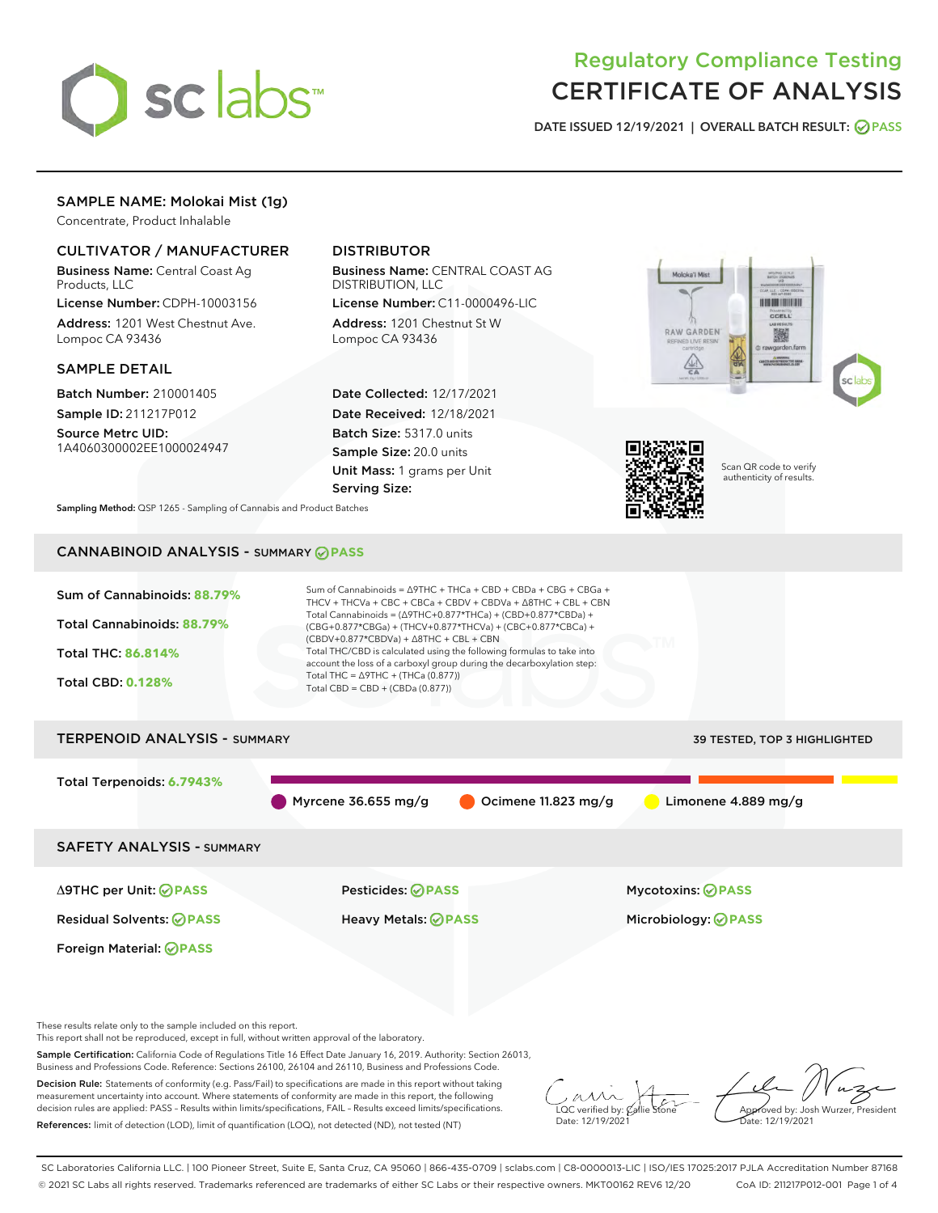# Regulatory Compliance Testing
# CERTIFICATE OF ANALYSIS

DATE ISSUED 12/19/2021 | OVERALL BATCH RESULT: PASS

## SAMPLE NAME: Molokai Mist (1g)

Concentrate, Product Inhalable

### CULTIVATOR / MANUFACTURER

Business Name: Central Coast Ag Products, LLC

License Number: CDPH-10003156

Address: 1201 West Chestnut Ave. Lompoc CA 93436

### DISTRIBUTOR

Business Name: CENTRAL COAST AG DISTRIBUTION, LLC

License Number: C11-0000496-LIC

Address: 1201 Chestnut St W Lompoc CA 93436

### SAMPLE DETAIL

Batch Number: 210001405

Sample ID: 211217P012

Source Metrc UID: 1A4060300002EE1000024947

Date Collected: 12/17/2021

Date Received: 12/18/2021

Batch Size: 5317.0 units

Sample Size: 20.0 units

Unit Mass: 1 grams per Unit

Serving Size:

Scan QR code to verify authenticity of results.

Sampling Method: QSP 1265 - Sampling of Cannabis and Product Batches

## CANNABINOID ANALYSIS - SUMMARY PASS

Sum of Cannabinoids: **88.79%**

Total Cannabinoids: **88.79%**

Total THC: **86.814%**

Total CBD: **0.128%**

Sum of Cannabinoids = Δ9THC + THCa + CBD + CBDa + CBG + CBGa + THCV + THCVa + CBC + CBCa + CBDV + CBDVa + Δ8THC + CBL + CBN

Total Cannabinoids = (Δ9THC+0.877*THCa) + (CBD+0.877*CBDa) + (CBG+0.877*CBGa) + (THCV+0.877*THCVa) + (CBC+0.877*CBCa) + (CBDV+0.877*CBDVa) + Δ8THC + CBL + CBN

Total THC/CBD is calculated using the following formulas to take into account the loss of a carboxyl group during the decarboxylation step:

Total THC = Δ9THC + (THCa (0.877))

Total CBD = CBD + (CBDa (0.877))

## TERPENOID ANALYSIS - SUMMARY

39 TESTED, TOP 3 HIGHLIGHTED

Total Terpenoids: **6.7943%**

Myrcene 36.655 mg/g | Ocimene 11.823 mg/g | Limonene 4.889 mg/g

## SAFETY ANALYSIS - SUMMARY

Δ9THC per Unit: PASS

Pesticides: PASS

Mycotoxins: PASS

Residual Solvents: PASS

Heavy Metals: PASS

Microbiology: PASS

Foreign Material: PASS

These results relate only to the sample included on this report.
This report shall not be reproduced, except in full, without written approval of the laboratory.

Sample Certification: California Code of Regulations Title 16 Effect Date January 16, 2019. Authority: Section 26013, Business and Professions Code. Reference: Sections 26100, 26104 and 26110, Business and Professions Code.

Decision Rule: Statements of conformity (e.g. Pass/Fail) to specifications are made in this report without taking measurement uncertainty into account. Where statements of conformity are made in this report, the following decision rules are applied: PASS – Results within limits/specifications, FAIL – Results exceed limits/specifications.

References: limit of detection (LOD), limit of quantification (LOQ), not detected (ND), not tested (NT)

LQC verified by: Callie Stone
Date: 12/19/2021

Approved by: Josh Wurzer, President
Date: 12/19/2021

SC Laboratories California LLC. | 100 Pioneer Street, Suite E, Santa Cruz, CA 95060 | 866-435-0709 | sclabs.com | C8-0000013-LIC | ISO/IES 17025:2017 PJLA Accreditation Number 87168
© 2021 SC Labs all rights reserved. Trademarks referenced are trademarks of either SC Labs or their respective owners. MKT00162 REV6 12/20 CoA ID: 211217P012-001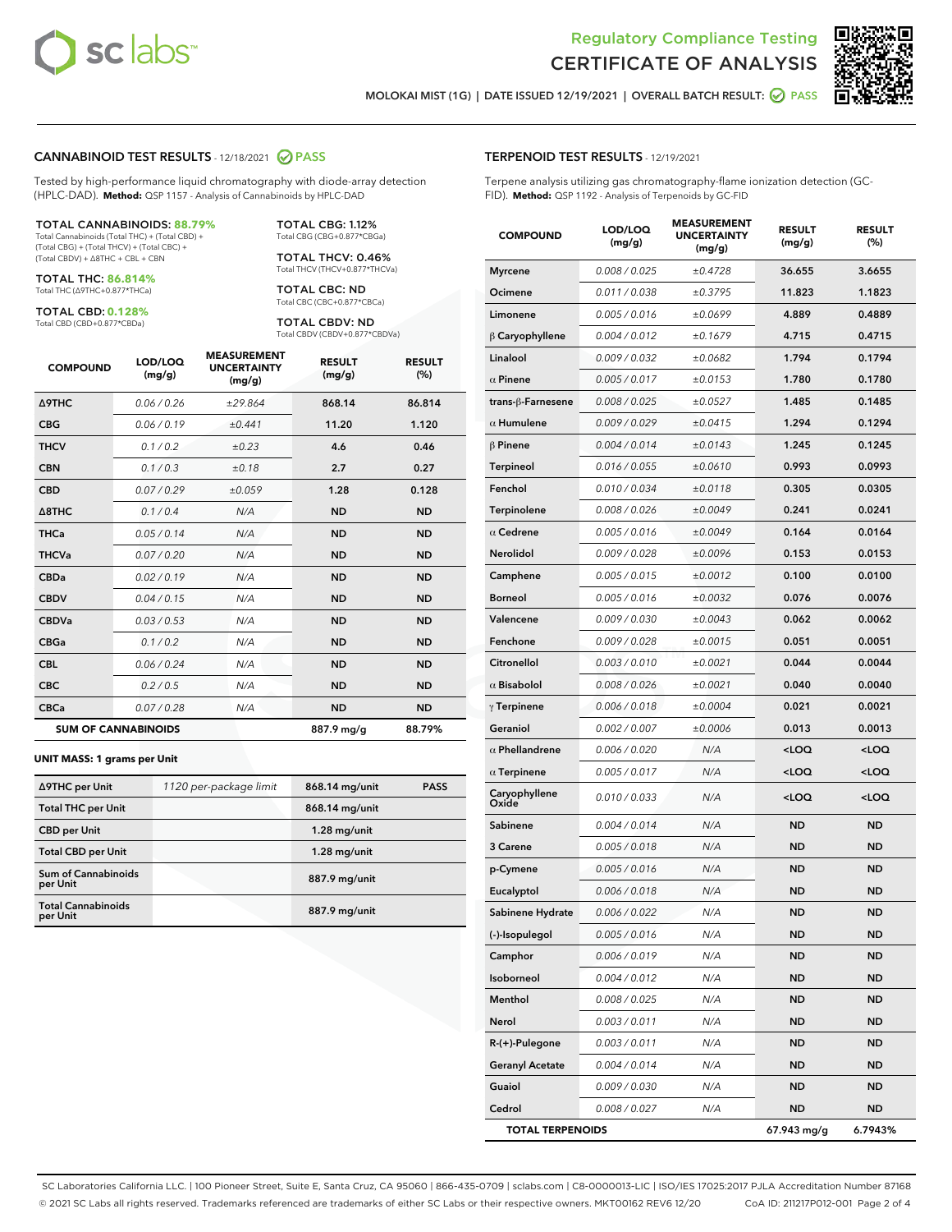Regulatory Compliance Testing
CERTIFICATE OF ANALYSIS

MOLOKAI MIST (1G) | DATE ISSUED 12/19/2021 | OVERALL BATCH RESULT: PASS

## CANNABINOID TEST RESULTS - 12/18/2021 PASS

Tested by high-performance liquid chromatography with diode-array detection (HPLC-DAD). **Method:** QSP 1157 - Analysis of Cannabinoids by HPLC-DAD

**TOTAL CANNABINOIDS: 88.79%**
Total Cannabinoids (Total THC) + (Total CBD) + (Total CBG) + (Total THCV) + (Total CBC) + (Total CBDV) + Δ8THC + CBL + CBN

**TOTAL THC: 86.814%**
Total THC (Δ9THC+0.877*THCa)

**TOTAL CBD: 0.128%**
Total CBD (CBD+0.877*CBDa)

**TOTAL CBG: 1.12%**
Total CBG (CBG+0.877*CBGa)

**TOTAL THCV: 0.46%**
Total THCV (THCV+0.877*THCVa)

**TOTAL CBC: ND**
Total CBC (CBC+0.877*CBCa)

**TOTAL CBDV: ND**
Total CBDV (CBDV+0.877*CBDVa)

| COMPOUND | LOD/LOQ (mg/g) | MEASUREMENT UNCERTAINTY (mg/g) | RESULT (mg/g) | RESULT (%) |
|---|---|---|---|---|
| Δ9THC | 0.06 / 0.26 | ±29.864 | 868.14 | 86.814 |
| CBG | 0.06 / 0.19 | ±0.441 | 11.20 | 1.120 |
| THCV | 0.1 / 0.2 | ±0.23 | 4.6 | 0.46 |
| CBN | 0.1 / 0.3 | ±0.18 | 2.7 | 0.27 |
| CBD | 0.07 / 0.29 | ±0.059 | 1.28 | 0.128 |
| Δ8THC | 0.1 / 0.4 | N/A | ND | ND |
| THCa | 0.05 / 0.14 | N/A | ND | ND |
| THCVa | 0.07 / 0.20 | N/A | ND | ND |
| CBDa | 0.02 / 0.19 | N/A | ND | ND |
| CBDV | 0.04 / 0.15 | N/A | ND | ND |
| CBDVa | 0.03 / 0.53 | N/A | ND | ND |
| CBGa | 0.1 / 0.2 | N/A | ND | ND |
| CBL | 0.06 / 0.24 | N/A | ND | ND |
| CBC | 0.2 / 0.5 | N/A | ND | ND |
| CBCa | 0.07 / 0.28 | N/A | ND | ND |
| **SUM OF CANNABINOIDS** | | | 887.9 mg/g | 88.79% |

**UNIT MASS: 1 grams per Unit**

| | | | |
|---|---|---|---|
| Δ9THC per Unit | 1120 per-package limit | 868.14 mg/unit | PASS |
| Total THC per Unit | | 868.14 mg/unit | |
| CBD per Unit | | 1.28 mg/unit | |
| Total CBD per Unit | | 1.28 mg/unit | |
| Sum of Cannabinoids per Unit | | 887.9 mg/unit | |
| Total Cannabinoids per Unit | | 887.9 mg/unit | |

## TERPENOID TEST RESULTS - 12/19/2021

Terpene analysis utilizing gas chromatography-flame ionization detection (GC-FID). **Method:** QSP 1192 - Analysis of Terpenoids by GC-FID

| COMPOUND | LOD/LOQ (mg/g) | MEASUREMENT UNCERTAINTY (mg/g) | RESULT (mg/g) | RESULT (%) |
|---|---|---|---|---|
| Myrcene | 0.008 / 0.025 | ±0.4728 | 36.655 | 3.6655 |
| Ocimene | 0.011 / 0.038 | ±0.3795 | 11.823 | 1.1823 |
| Limonene | 0.005 / 0.016 | ±0.0699 | 4.889 | 0.4889 |
| β Caryophyllene | 0.004 / 0.012 | ±0.1679 | 4.715 | 0.4715 |
| Linalool | 0.009 / 0.032 | ±0.0682 | 1.794 | 0.1794 |
| α Pinene | 0.005 / 0.017 | ±0.0153 | 1.780 | 0.1780 |
| trans-β-Farnesene | 0.008 / 0.025 | ±0.0527 | 1.485 | 0.1485 |
| α Humulene | 0.009 / 0.029 | ±0.0415 | 1.294 | 0.1294 |
| β Pinene | 0.004 / 0.014 | ±0.0143 | 1.245 | 0.1245 |
| Terpineol | 0.016 / 0.055 | ±0.0610 | 0.993 | 0.0993 |
| Fenchol | 0.010 / 0.034 | ±0.0118 | 0.305 | 0.0305 |
| Terpinolene | 0.008 / 0.026 | ±0.0049 | 0.241 | 0.0241 |
| α Cedrene | 0.005 / 0.016 | ±0.0049 | 0.164 | 0.0164 |
| Nerolidol | 0.009 / 0.028 | ±0.0096 | 0.153 | 0.0153 |
| Camphene | 0.005 / 0.015 | ±0.0012 | 0.100 | 0.0100 |
| Borneol | 0.005 / 0.016 | ±0.0032 | 0.076 | 0.0076 |
| Valencene | 0.009 / 0.030 | ±0.0043 | 0.062 | 0.0062 |
| Fenchone | 0.009 / 0.028 | ±0.0015 | 0.051 | 0.0051 |
| Citronellol | 0.003 / 0.010 | ±0.0021 | 0.044 | 0.0044 |
| α Bisabolol | 0.008 / 0.026 | ±0.0021 | 0.040 | 0.0040 |
| γ Terpinene | 0.006 / 0.018 | ±0.0004 | 0.021 | 0.0021 |
| Geraniol | 0.002 / 0.007 | ±0.0006 | 0.013 | 0.0013 |
| α Phellandrene | 0.006 / 0.020 | N/A | <LOQ | <LOQ |
| α Terpinene | 0.005 / 0.017 | N/A | <LOQ | <LOQ |
| Caryophyllene Oxide | 0.010 / 0.033 | N/A | <LOQ | <LOQ |
| Sabinene | 0.004 / 0.014 | N/A | ND | ND |
| 3 Carene | 0.005 / 0.018 | N/A | ND | ND |
| p-Cymene | 0.005 / 0.016 | N/A | ND | ND |
| Eucalyptol | 0.006 / 0.018 | N/A | ND | ND |
| Sabinene Hydrate | 0.006 / 0.022 | N/A | ND | ND |
| (-)-Isopulegol | 0.005 / 0.016 | N/A | ND | ND |
| Camphor | 0.006 / 0.019 | N/A | ND | ND |
| Isoborneol | 0.004 / 0.012 | N/A | ND | ND |
| Menthol | 0.008 / 0.025 | N/A | ND | ND |
| Nerol | 0.003 / 0.011 | N/A | ND | ND |
| R-(+)-Pulegone | 0.003 / 0.011 | N/A | ND | ND |
| Geranyl Acetate | 0.004 / 0.014 | N/A | ND | ND |
| Guaiol | 0.009 / 0.030 | N/A | ND | ND |
| Cedrol | 0.008 / 0.027 | N/A | ND | ND |
| **TOTAL TERPENOIDS** | | | 67.943 mg/g | 6.7943% |

SC Laboratories California LLC. | 100 Pioneer Street, Suite E, Santa Cruz, CA 95060 | 866-435-0709 | sclabs.com | C8-0000013-LIC | ISO/IES 17025:2017 PJLA Accreditation Number 87168
© 2021 SC Labs all rights reserved. Trademarks referenced are trademarks of either SC Labs or their respective owners. MKT00162 REV6 12/20 CoA ID: 211217P012-001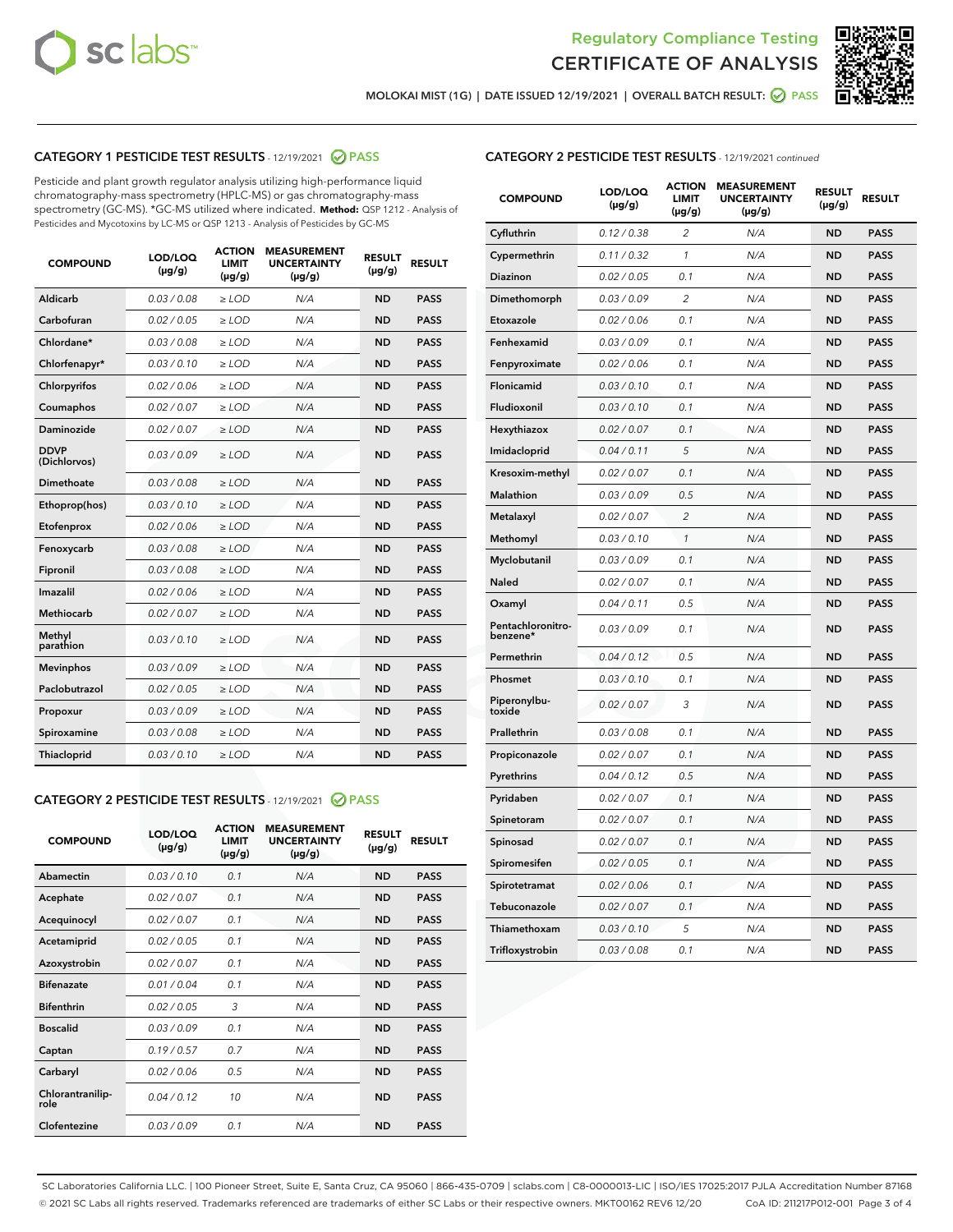# Regulatory Compliance Testing
# CERTIFICATE OF ANALYSIS

MOLOKAI MIST (1G) | DATE ISSUED 12/19/2021 | OVERALL BATCH RESULT: PASS

## CATEGORY 1 PESTICIDE TEST RESULTS - 12/19/2021 PASS

Pesticide and plant growth regulator analysis utilizing high-performance liquid chromatography-mass spectrometry (HPLC-MS) or gas chromatography-mass spectrometry (GC-MS). *GC-MS utilized where indicated. **Method:** QSP 1212 - Analysis of Pesticides and Mycotoxins by LC-MS or QSP 1213 - Analysis of Pesticides by GC-MS

| COMPOUND | LOD/LOQ (µg/g) | ACTION LIMIT (µg/g) | MEASUREMENT UNCERTAINTY (µg/g) | RESULT (µg/g) | RESULT |
|---|---|---|---|---|---|
| Aldicarb | 0.03 / 0.08 | ≥ LOD | N/A | ND | PASS |
| Carbofuran | 0.02 / 0.05 | ≥ LOD | N/A | ND | PASS |
| Chlordane* | 0.03 / 0.08 | ≥ LOD | N/A | ND | PASS |
| Chlorfenapyr* | 0.03 / 0.10 | ≥ LOD | N/A | ND | PASS |
| Chlorpyrifos | 0.02 / 0.06 | ≥ LOD | N/A | ND | PASS |
| Coumaphos | 0.02 / 0.07 | ≥ LOD | N/A | ND | PASS |
| Daminozide | 0.02 / 0.07 | ≥ LOD | N/A | ND | PASS |
| DDVP (Dichlorvos) | 0.03 / 0.09 | ≥ LOD | N/A | ND | PASS |
| Dimethoate | 0.03 / 0.08 | ≥ LOD | N/A | ND | PASS |
| Ethoprop(hos) | 0.03 / 0.10 | ≥ LOD | N/A | ND | PASS |
| Etofenprox | 0.02 / 0.06 | ≥ LOD | N/A | ND | PASS |
| Fenoxycarb | 0.03 / 0.08 | ≥ LOD | N/A | ND | PASS |
| Fipronil | 0.03 / 0.08 | ≥ LOD | N/A | ND | PASS |
| Imazalil | 0.02 / 0.06 | ≥ LOD | N/A | ND | PASS |
| Methiocarb | 0.02 / 0.07 | ≥ LOD | N/A | ND | PASS |
| Methyl parathion | 0.03 / 0.10 | ≥ LOD | N/A | ND | PASS |
| Mevinphos | 0.03 / 0.09 | ≥ LOD | N/A | ND | PASS |
| Paclobutrazol | 0.02 / 0.05 | ≥ LOD | N/A | ND | PASS |
| Propoxur | 0.03 / 0.09 | ≥ LOD | N/A | ND | PASS |
| Spiroxamine | 0.03 / 0.08 | ≥ LOD | N/A | ND | PASS |
| Thiacloprid | 0.03 / 0.10 | ≥ LOD | N/A | ND | PASS |

## CATEGORY 2 PESTICIDE TEST RESULTS - 12/19/2021 PASS

| COMPOUND | LOD/LOQ (µg/g) | ACTION LIMIT (µg/g) | MEASUREMENT UNCERTAINTY (µg/g) | RESULT (µg/g) | RESULT |
|---|---|---|---|---|---|
| Abamectin | 0.03 / 0.10 | 0.1 | N/A | ND | PASS |
| Acephate | 0.02 / 0.07 | 0.1 | N/A | ND | PASS |
| Acequinocyl | 0.02 / 0.07 | 0.1 | N/A | ND | PASS |
| Acetamiprid | 0.02 / 0.05 | 0.1 | N/A | ND | PASS |
| Azoxystrobin | 0.02 / 0.07 | 0.1 | N/A | ND | PASS |
| Bifenazate | 0.01 / 0.04 | 0.1 | N/A | ND | PASS |
| Bifenthrin | 0.02 / 0.05 | 3 | N/A | ND | PASS |
| Boscalid | 0.03 / 0.09 | 0.1 | N/A | ND | PASS |
| Captan | 0.19 / 0.57 | 0.7 | N/A | ND | PASS |
| Carbaryl | 0.02 / 0.06 | 0.5 | N/A | ND | PASS |
| Chlorantraniliprole | 0.04 / 0.12 | 10 | N/A | ND | PASS |
| Clofentezine | 0.03 / 0.09 | 0.1 | N/A | ND | PASS |
| Cyfluthrin | 0.12 / 0.38 | 2 | N/A | ND | PASS |
| Cypermethrin | 0.11 / 0.32 | 1 | N/A | ND | PASS |
| Diazinon | 0.02 / 0.05 | 0.1 | N/A | ND | PASS |
| Dimethomorph | 0.03 / 0.09 | 2 | N/A | ND | PASS |
| Etoxazole | 0.02 / 0.06 | 0.1 | N/A | ND | PASS |
| Fenhexamid | 0.03 / 0.09 | 0.1 | N/A | ND | PASS |
| Fenpyroximate | 0.02 / 0.06 | 0.1 | N/A | ND | PASS |
| Flonicamid | 0.03 / 0.10 | 0.1 | N/A | ND | PASS |
| Fludioxonil | 0.03 / 0.10 | 0.1 | N/A | ND | PASS |
| Hexythiazox | 0.02 / 0.07 | 0.1 | N/A | ND | PASS |
| Imidacloprid | 0.04 / 0.11 | 5 | N/A | ND | PASS |
| Kresoxim-methyl | 0.02 / 0.07 | 0.1 | N/A | ND | PASS |
| Malathion | 0.03 / 0.09 | 0.5 | N/A | ND | PASS |
| Metalaxyl | 0.02 / 0.07 | 2 | N/A | ND | PASS |
| Methomyl | 0.03 / 0.10 | 1 | N/A | ND | PASS |
| Myclobutanil | 0.03 / 0.09 | 0.1 | N/A | ND | PASS |
| Naled | 0.02 / 0.07 | 0.1 | N/A | ND | PASS |
| Oxamyl | 0.04 / 0.11 | 0.5 | N/A | ND | PASS |
| Pentachloronitrobenzene* | 0.03 / 0.09 | 0.1 | N/A | ND | PASS |
| Permethrin | 0.04 / 0.12 | 0.5 | N/A | ND | PASS |
| Phosmet | 0.03 / 0.10 | 0.1 | N/A | ND | PASS |
| Piperonylbutoxide | 0.02 / 0.07 | 3 | N/A | ND | PASS |
| Prallethrin | 0.03 / 0.08 | 0.1 | N/A | ND | PASS |
| Propiconazole | 0.02 / 0.07 | 0.1 | N/A | ND | PASS |
| Pyrethrins | 0.04 / 0.12 | 0.5 | N/A | ND | PASS |
| Pyridaben | 0.02 / 0.07 | 0.1 | N/A | ND | PASS |
| Spinetoram | 0.02 / 0.07 | 0.1 | N/A | ND | PASS |
| Spinosad | 0.02 / 0.07 | 0.1 | N/A | ND | PASS |
| Spiromesifen | 0.02 / 0.05 | 0.1 | N/A | ND | PASS |
| Spirotetramat | 0.02 / 0.06 | 0.1 | N/A | ND | PASS |
| Tebuconazole | 0.02 / 0.07 | 0.1 | N/A | ND | PASS |
| Thiamethoxam | 0.03 / 0.10 | 5 | N/A | ND | PASS |
| Trifloxystrobin | 0.03 / 0.08 | 0.1 | N/A | ND | PASS |

SC Laboratories California LLC. | 100 Pioneer Street, Suite E, Santa Cruz, CA 95060 | 866-435-0709 | sclabs.com | C8-0000013-LIC | ISO/IES 17025:2017 PJLA Accreditation Number 87168
© 2021 SC Labs all rights reserved. Trademarks referenced are trademarks of either SC Labs or their respective owners. MKT00162 REV6 12/20 CoA ID: 211217P012-001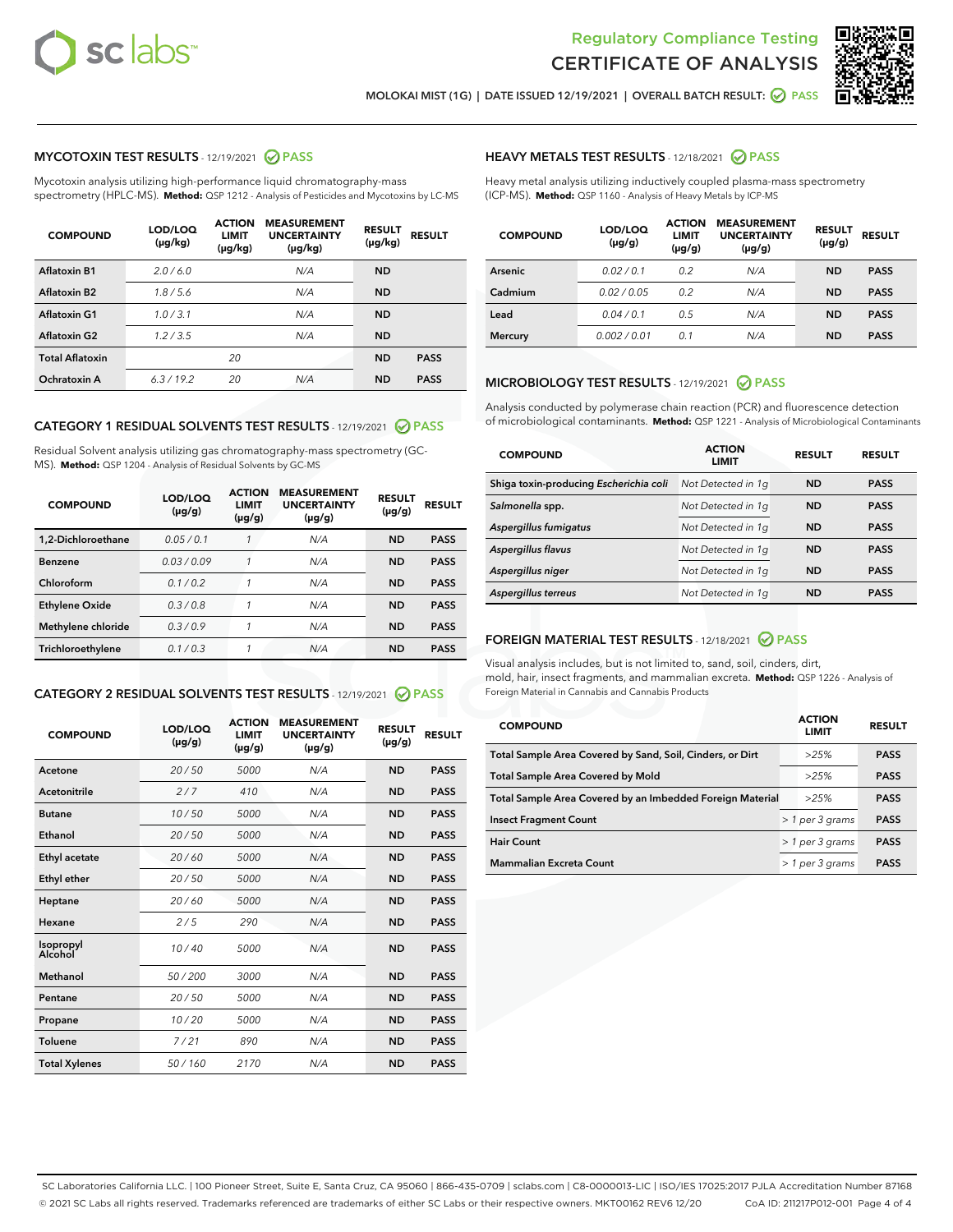Regulatory Compliance Testing

# CERTIFICATE OF ANALYSIS

MOLOKAI MIST (1G) | DATE ISSUED 12/19/2021 | OVERALL BATCH RESULT: PASS

## MYCOTOXIN TEST RESULTS - 12/19/2021 PASS

Mycotoxin analysis utilizing high-performance liquid chromatography-mass spectrometry (HPLC-MS). **Method:** QSP 1212 - Analysis of Pesticides and Mycotoxins by LC-MS

| COMPOUND | LOD/LOQ (µg/kg) | ACTION LIMIT (µg/kg) | MEASUREMENT UNCERTAINTY (µg/kg) | RESULT (µg/kg) | RESULT |
|---|---|---|---|---|---|
| Aflatoxin B1 | 2.0 / 6.0 | | N/A | ND | |
| Aflatoxin B2 | 1.8 / 5.6 | | N/A | ND | |
| Aflatoxin G1 | 1.0 / 3.1 | | N/A | ND | |
| Aflatoxin G2 | 1.2 / 3.5 | | N/A | ND | |
| Total Aflatoxin | | 20 | | ND | PASS |
| Ochratoxin A | 6.3 / 19.2 | 20 | N/A | ND | PASS |

## CATEGORY 1 RESIDUAL SOLVENTS TEST RESULTS - 12/19/2021 PASS

Residual Solvent analysis utilizing gas chromatography-mass spectrometry (GC-MS). **Method:** QSP 1204 - Analysis of Residual Solvents by GC-MS

| COMPOUND | LOD/LOQ (µg/g) | ACTION LIMIT (µg/g) | MEASUREMENT UNCERTAINTY (µg/g) | RESULT (µg/g) | RESULT |
|---|---|---|---|---|---|
| 1,2-Dichloroethane | 0.05 / 0.1 | 1 | N/A | ND | PASS |
| Benzene | 0.03 / 0.09 | 1 | N/A | ND | PASS |
| Chloroform | 0.1 / 0.2 | 1 | N/A | ND | PASS |
| Ethylene Oxide | 0.3 / 0.8 | 1 | N/A | ND | PASS |
| Methylene chloride | 0.3 / 0.9 | 1 | N/A | ND | PASS |
| Trichloroethylene | 0.1 / 0.3 | 1 | N/A | ND | PASS |

## CATEGORY 2 RESIDUAL SOLVENTS TEST RESULTS - 12/19/2021 PASS

| COMPOUND | LOD/LOQ (µg/g) | ACTION LIMIT (µg/g) | MEASUREMENT UNCERTAINTY (µg/g) | RESULT (µg/g) | RESULT |
|---|---|---|---|---|---|
| Acetone | 20 / 50 | 5000 | N/A | ND | PASS |
| Acetonitrile | 2 / 7 | 410 | N/A | ND | PASS |
| Butane | 10 / 50 | 5000 | N/A | ND | PASS |
| Ethanol | 20 / 50 | 5000 | N/A | ND | PASS |
| Ethyl acetate | 20 / 60 | 5000 | N/A | ND | PASS |
| Ethyl ether | 20 / 50 | 5000 | N/A | ND | PASS |
| Heptane | 20 / 60 | 5000 | N/A | ND | PASS |
| Hexane | 2 / 5 | 290 | N/A | ND | PASS |
| Isopropyl Alcohol | 10 / 40 | 5000 | N/A | ND | PASS |
| Methanol | 50 / 200 | 3000 | N/A | ND | PASS |
| Pentane | 20 / 50 | 5000 | N/A | ND | PASS |
| Propane | 10 / 20 | 5000 | N/A | ND | PASS |
| Toluene | 7 / 21 | 890 | N/A | ND | PASS |
| Total Xylenes | 50 / 160 | 2170 | N/A | ND | PASS |

## HEAVY METALS TEST RESULTS - 12/18/2021 PASS

Heavy metal analysis utilizing inductively coupled plasma-mass spectrometry (ICP-MS). **Method:** QSP 1160 - Analysis of Heavy Metals by ICP-MS

| COMPOUND | LOD/LOQ (µg/g) | ACTION LIMIT (µg/g) | MEASUREMENT UNCERTAINTY (µg/g) | RESULT (µg/g) | RESULT |
|---|---|---|---|---|---|
| Arsenic | 0.02 / 0.1 | 0.2 | N/A | ND | PASS |
| Cadmium | 0.02 / 0.05 | 0.2 | N/A | ND | PASS |
| Lead | 0.04 / 0.1 | 0.5 | N/A | ND | PASS |
| Mercury | 0.002 / 0.01 | 0.1 | N/A | ND | PASS |

## MICROBIOLOGY TEST RESULTS - 12/19/2021 PASS

Analysis conducted by polymerase chain reaction (PCR) and fluorescence detection of microbiological contaminants. **Method:** QSP 1221 - Analysis of Microbiological Contaminants

| COMPOUND | ACTION LIMIT | RESULT | RESULT |
|---|---|---|---|
| Shiga toxin-producing *Escherichia coli* | Not Detected in 1g | ND | PASS |
| *Salmonella* spp. | Not Detected in 1g | ND | PASS |
| *Aspergillus fumigatus* | Not Detected in 1g | ND | PASS |
| *Aspergillus flavus* | Not Detected in 1g | ND | PASS |
| *Aspergillus niger* | Not Detected in 1g | ND | PASS |
| *Aspergillus terreus* | Not Detected in 1g | ND | PASS |

## FOREIGN MATERIAL TEST RESULTS - 12/18/2021 PASS

Visual analysis includes, but is not limited to, sand, soil, cinders, dirt, mold, hair, insect fragments, and mammalian excreta. **Method:** QSP 1226 - Analysis of Foreign Material in Cannabis and Cannabis Products

| COMPOUND | ACTION LIMIT | RESULT |
|---|---|---|
| Total Sample Area Covered by Sand, Soil, Cinders, or Dirt | >25% | PASS |
| Total Sample Area Covered by Mold | >25% | PASS |
| Total Sample Area Covered by an Imbedded Foreign Material | >25% | PASS |
| Insect Fragment Count | > 1 per 3 grams | PASS |
| Hair Count | > 1 per 3 grams | PASS |
| Mammalian Excreta Count | > 1 per 3 grams | PASS |

SC Laboratories California LLC. | 100 Pioneer Street, Suite E, Santa Cruz, CA 95060 | 866-435-0709 | sclabs.com | C8-0000013-LIC | ISO/IES 17025:2017 PJLA Accreditation Number 87168
© 2021 SC Labs all rights reserved. Trademarks referenced are trademarks of either SC Labs or their respective owners. MKT00162 REV6 12/20 CoA ID: 211217P012-001